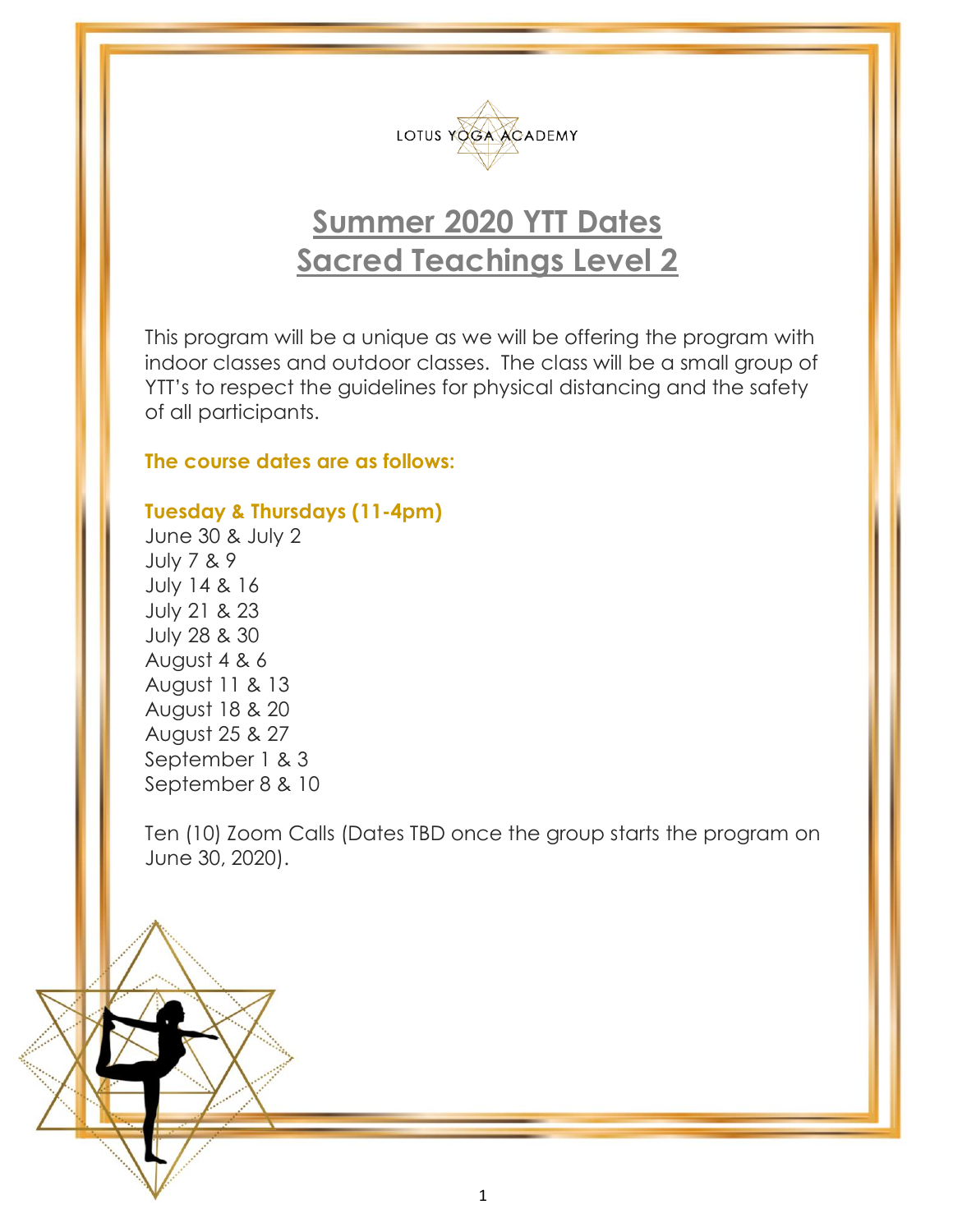LOTUS YOGA ACADEMY

# Summer 2020 YTT Dates
# Sacred Teachings Level 2

This program will be a unique as we will be offering the program with indoor classes and outdoor classes. The class will be a small group of YTT's to respect the guidelines for physical distancing and the safety of all participants.

**The course dates are as follows:**

**Tuesday & Thursdays (11-4pm)**

June 30 & July 2
July 7 & 9
July 14 & 16
July 21 & 23
July 28 & 30
August 4 & 6
August 11 & 13
August 18 & 20
August 25 & 27
September 1 & 3
September 8 & 10

Ten (10) Zoom Calls (Dates TBD once the group starts the program on June 30, 2020).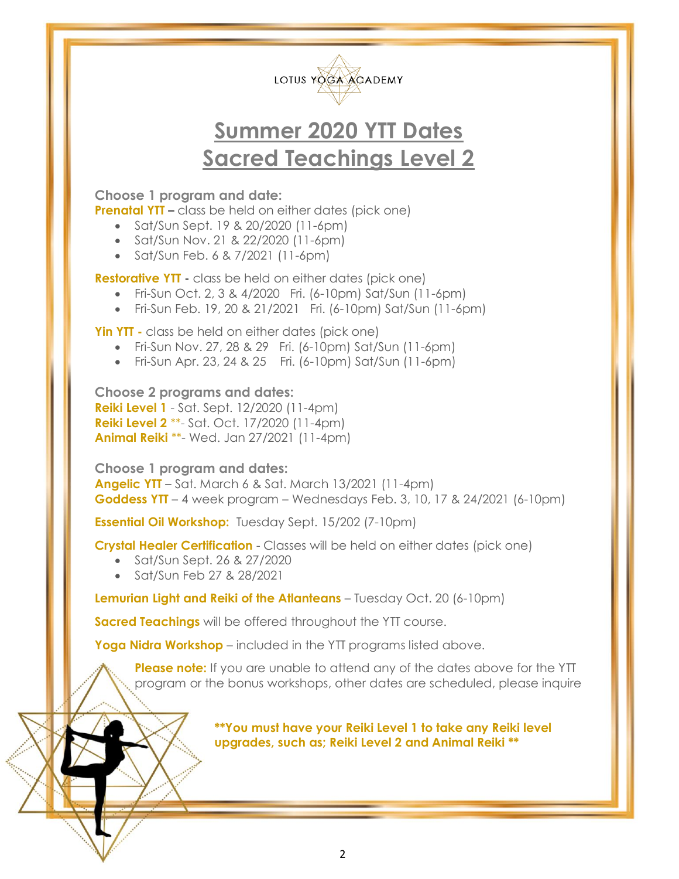LOTUS YOGA ACADEMY

# Summer 2020 YTT Dates
# Sacred Teachings Level 2

**Choose 1 program and date:**

**Prenatal YTT –** class be held on either dates (pick one)

- Sat/Sun Sept. 19 & 20/2020 (11-6pm)
- Sat/Sun Nov. 21 & 22/2020 (11-6pm)
- Sat/Sun Feb. 6 & 7/2021 (11-6pm)

**Restorative YTT -** class be held on either dates (pick one)

- Fri-Sun Oct. 2, 3 & 4/2020 Fri. (6-10pm) Sat/Sun (11-6pm)
- Fri-Sun Feb. 19, 20 & 21/2021 Fri. (6-10pm) Sat/Sun (11-6pm)

**Yin YTT -** class be held on either dates (pick one)

- Fri-Sun Nov. 27, 28 & 29 Fri. (6-10pm) Sat/Sun (11-6pm)
- Fri-Sun Apr. 23, 24 & 25 Fri. (6-10pm) Sat/Sun (11-6pm)

**Choose 2 programs and dates:**

**Reiki Level 1** - Sat. Sept. 12/2020 (11-4pm)
**Reiki Level 2** **- Sat. Oct. 17/2020 (11-4pm)
**Animal Reiki** **- Wed. Jan 27/2021 (11-4pm)

**Choose 1 program and dates:**

**Angelic YTT** – Sat. March 6 & Sat. March 13/2021 (11-4pm)
**Goddess YTT** – 4 week program – Wednesdays Feb. 3, 10, 17 & 24/2021 (6-10pm)

**Essential Oil Workshop:** Tuesday Sept. 15/202 (7-10pm)

**Crystal Healer Certification** - Classes will be held on either dates (pick one)

- Sat/Sun Sept. 26 & 27/2020
- Sat/Sun Feb 27 & 28/2021

**Lemurian Light and Reiki of the Atlanteans** – Tuesday Oct. 20 (6-10pm)

**Sacred Teachings** will be offered throughout the YTT course.

**Yoga Nidra Workshop** – included in the YTT programs listed above.

**Please note:** If you are unable to attend any of the dates above for the YTT program or the bonus workshops, other dates are scheduled, please inquire

****You must have your Reiki Level 1 to take any Reiki level upgrades, such as; Reiki Level 2 and Animal Reiki ****